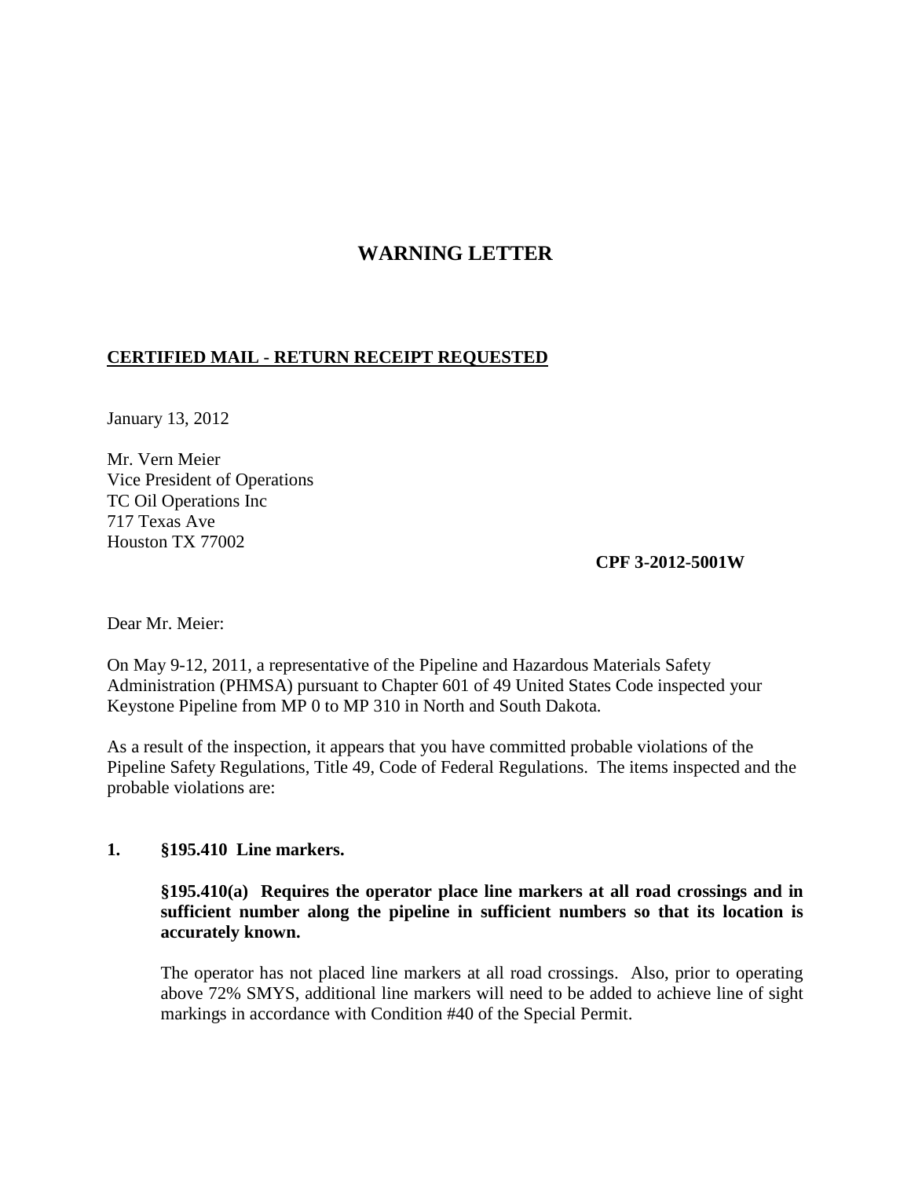# WARNING LETTER

**CERTIFIED MAIL - RETURN RECEIPT REQUESTED**

January 13, 2012

Mr. Vern Meier
Vice President of Operations
TC Oil Operations Inc
717 Texas Ave
Houston TX 77002

**CPF 3-2012-5001W**

Dear Mr. Meier:

On May 9-12, 2011, a representative of the Pipeline and Hazardous Materials Safety Administration (PHMSA) pursuant to Chapter 601 of 49 United States Code inspected your Keystone Pipeline from MP 0 to MP 310 in North and South Dakota.

As a result of the inspection, it appears that you have committed probable violations of the Pipeline Safety Regulations, Title 49, Code of Federal Regulations. The items inspected and the probable violations are:

**1. §195.410 Line markers.**

**§195.410(a) Requires the operator place line markers at all road crossings and in sufficient number along the pipeline in sufficient numbers so that its location is accurately known.**

The operator has not placed line markers at all road crossings. Also, prior to operating above 72% SMYS, additional line markers will need to be added to achieve line of sight markings in accordance with Condition #40 of the Special Permit.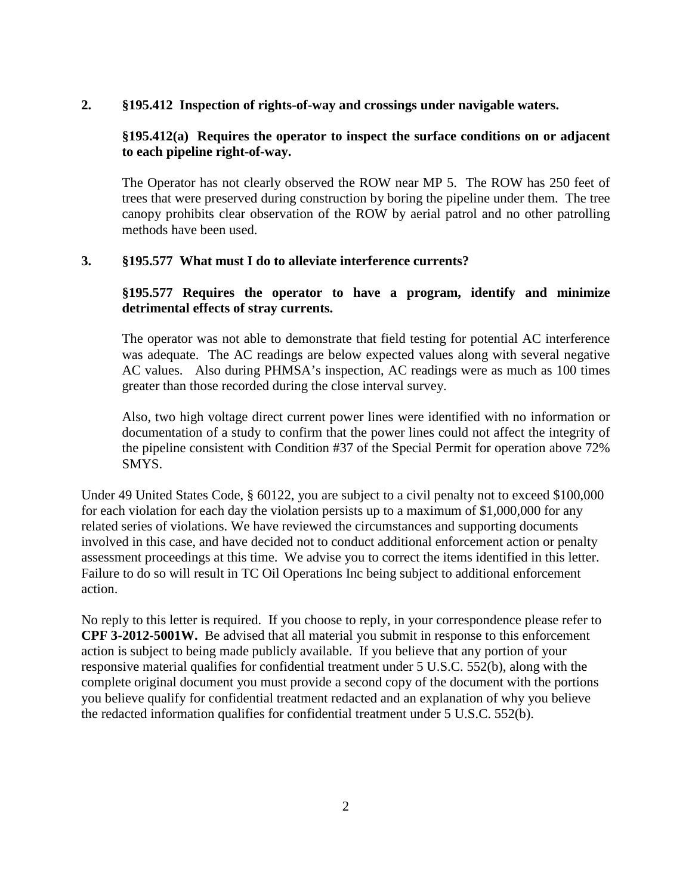**2. §195.412 Inspection of rights-of-way and crossings under navigable waters.**

**§195.412(a) Requires the operator to inspect the surface conditions on or adjacent to each pipeline right-of-way.**

The Operator has not clearly observed the ROW near MP 5. The ROW has 250 feet of trees that were preserved during construction by boring the pipeline under them. The tree canopy prohibits clear observation of the ROW by aerial patrol and no other patrolling methods have been used.

**3. §195.577 What must I do to alleviate interference currents?**

**§195.577 Requires the operator to have a program, identify and minimize detrimental effects of stray currents.**

The operator was not able to demonstrate that field testing for potential AC interference was adequate. The AC readings are below expected values along with several negative AC values. Also during PHMSA's inspection, AC readings were as much as 100 times greater than those recorded during the close interval survey.

Also, two high voltage direct current power lines were identified with no information or documentation of a study to confirm that the power lines could not affect the integrity of the pipeline consistent with Condition #37 of the Special Permit for operation above 72% SMYS.

Under 49 United States Code, § 60122, you are subject to a civil penalty not to exceed $100,000 for each violation for each day the violation persists up to a maximum of $1,000,000 for any related series of violations. We have reviewed the circumstances and supporting documents involved in this case, and have decided not to conduct additional enforcement action or penalty assessment proceedings at this time. We advise you to correct the items identified in this letter. Failure to do so will result in TC Oil Operations Inc being subject to additional enforcement action.

No reply to this letter is required. If you choose to reply, in your correspondence please refer to **CPF 3-2012-5001W.** Be advised that all material you submit in response to this enforcement action is subject to being made publicly available. If you believe that any portion of your responsive material qualifies for confidential treatment under 5 U.S.C. 552(b), along with the complete original document you must provide a second copy of the document with the portions you believe qualify for confidential treatment redacted and an explanation of why you believe the redacted information qualifies for confidential treatment under 5 U.S.C. 552(b).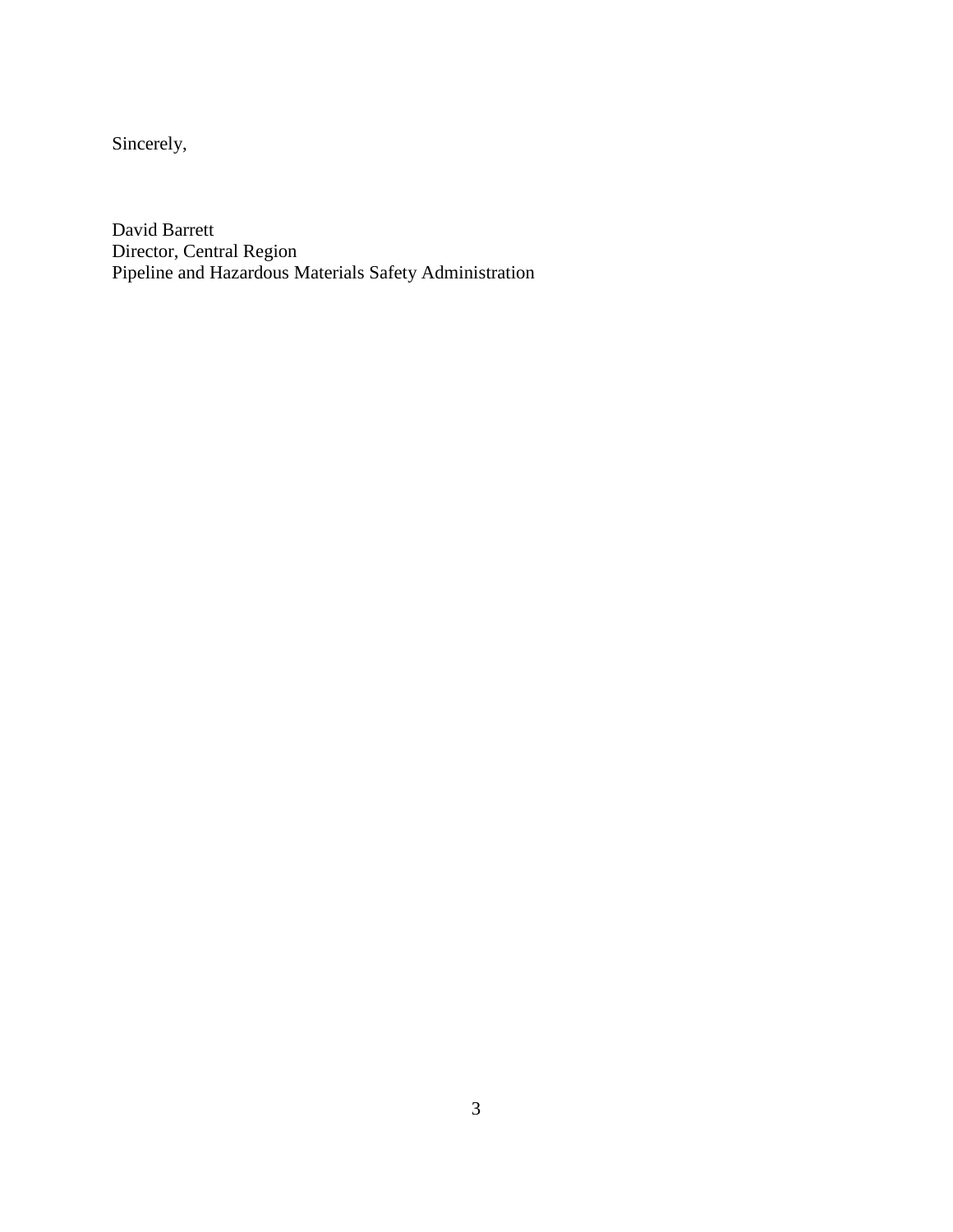Sincerely,

David Barrett  
Director, Central Region  
Pipeline and Hazardous Materials Safety Administration